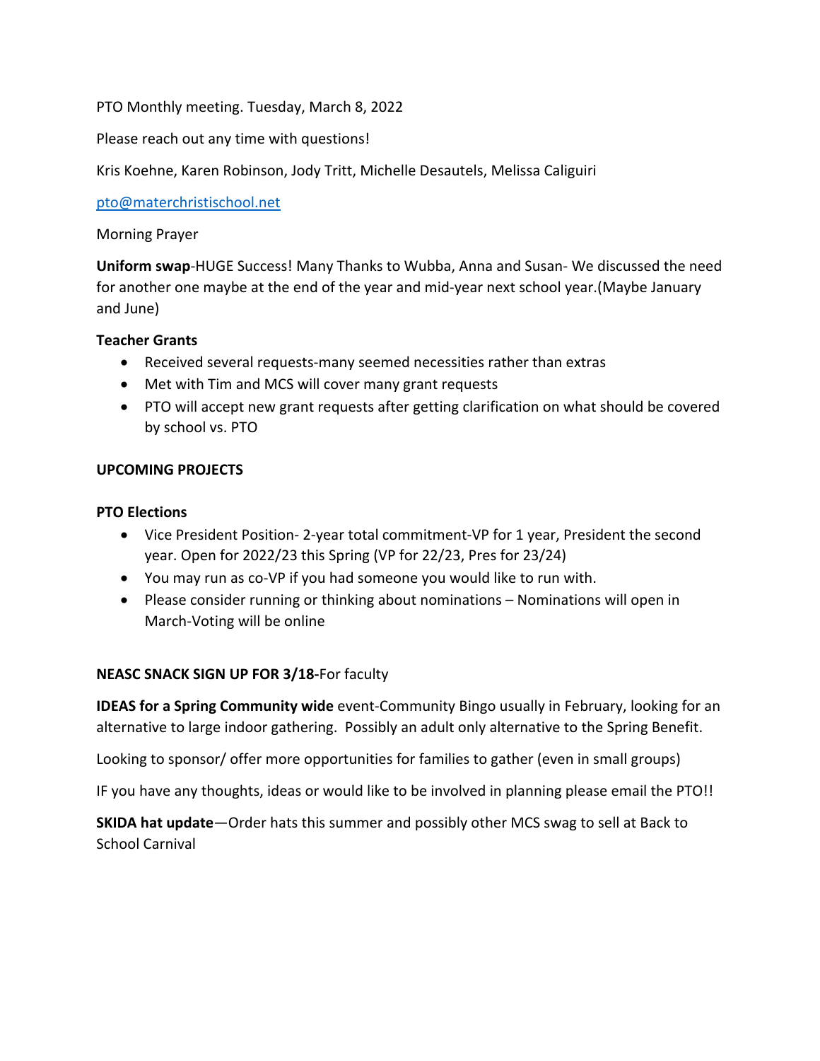PTO Monthly meeting. Tuesday, March 8, 2022

Please reach out any time with questions!

Kris Koehne, Karen Robinson, Jody Tritt, Michelle Desautels, Melissa Caliguiri

[pto@materchristischool.net](mailto:pto@materchristischool.net)

Morning Prayer

**Uniform swap**-HUGE Success! Many Thanks to Wubba, Anna and Susan- We discussed the need for another one maybe at the end of the year and mid-year next school year.(Maybe January and June)

**Teacher Grants**

- Received several requests-many seemed necessities rather than extras
- Met with Tim and MCS will cover many grant requests
- PTO will accept new grant requests after getting clarification on what should be covered by school vs. PTO

**UPCOMING PROJECTS**

**PTO Elections**

- Vice President Position- 2-year total commitment-VP for 1 year, President the second year. Open for 2022/23 this Spring (VP for 22/23, Pres for 23/24)
- You may run as co-VP if you had someone you would like to run with.
- Please consider running or thinking about nominations – Nominations will open in March-Voting will be online

**NEASC SNACK SIGN UP FOR 3/18-**For faculty

**IDEAS for a Spring Community wide** event-Community Bingo usually in February, looking for an alternative to large indoor gathering. Possibly an adult only alternative to the Spring Benefit.

Looking to sponsor/ offer more opportunities for families to gather (even in small groups)

IF you have any thoughts, ideas or would like to be involved in planning please email the PTO!!

**SKIDA hat update**—Order hats this summer and possibly other MCS swag to sell at Back to School Carnival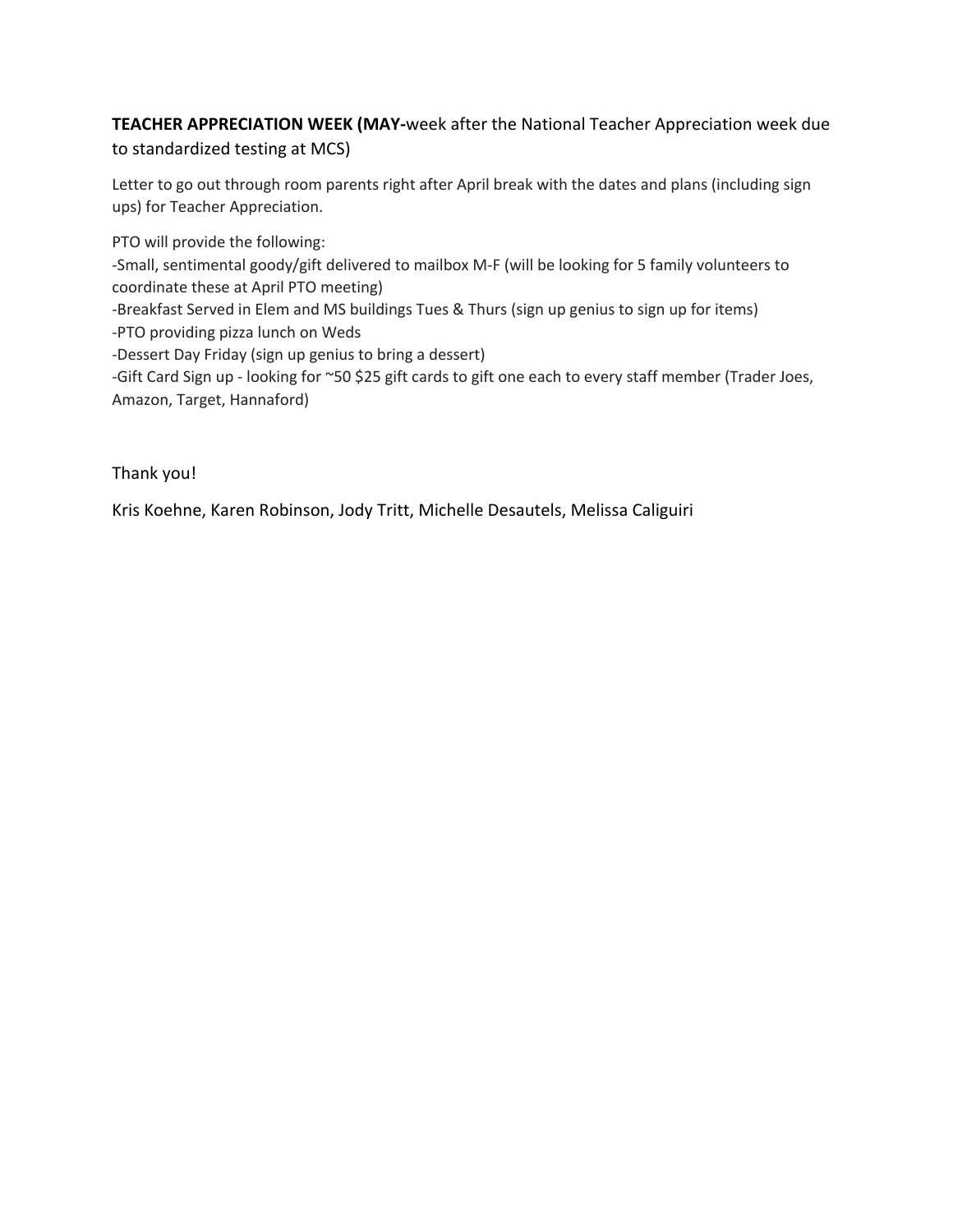**TEACHER APPRECIATION WEEK (MAY-**week after the National Teacher Appreciation week due to standardized testing at MCS)

Letter to go out through room parents right after April break with the dates and plans (including sign ups) for Teacher Appreciation.

PTO will provide the following:
-Small, sentimental goody/gift delivered to mailbox M-F (will be looking for 5 family volunteers to coordinate these at April PTO meeting)
-Breakfast Served in Elem and MS buildings Tues & Thurs (sign up genius to sign up for items)
-PTO providing pizza lunch on Weds
-Dessert Day Friday (sign up genius to bring a dessert)
-Gift Card Sign up - looking for ~50 $25 gift cards to gift one each to every staff member (Trader Joes, Amazon, Target, Hannaford)

Thank you!

Kris Koehne, Karen Robinson, Jody Tritt, Michelle Desautels, Melissa Caliguiri